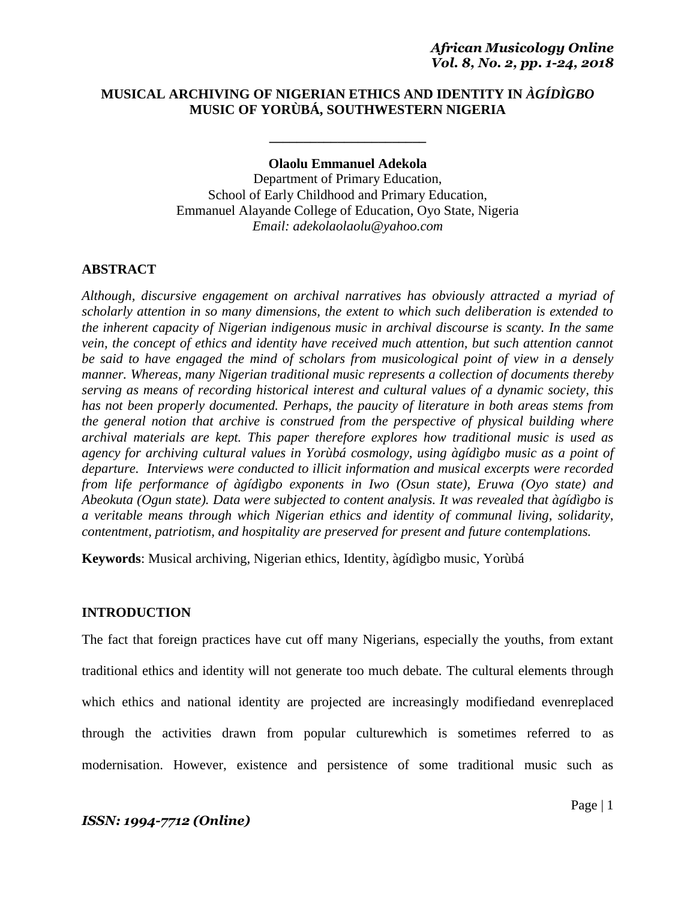# MUSICAL ARCHIVING OF NIGERIAN ETHICS AND IDENTITY IN *ÀGÍDÌGBO* MUSIC OF YORÙBÁ, SOUTHWESTERN NIGERIA

**Olaolu Emmanuel Adekola**
Department of Primary Education,
School of Early Childhood and Primary Education,
Emmanuel Alayande College of Education, Oyo State, Nigeria
*Email: adekolaolaolu@yahoo.com*

## ABSTRACT

*Although, discursive engagement on archival narratives has obviously attracted a myriad of scholarly attention in so many dimensions, the extent to which such deliberation is extended to the inherent capacity of Nigerian indigenous music in archival discourse is scanty. In the same vein, the concept of ethics and identity have received much attention, but such attention cannot be said to have engaged the mind of scholars from musicological point of view in a densely manner. Whereas, many Nigerian traditional music represents a collection of documents thereby serving as means of recording historical interest and cultural values of a dynamic society, this has not been properly documented. Perhaps, the paucity of literature in both areas stems from the general notion that archive is construed from the perspective of physical building where archival materials are kept. This paper therefore explores how traditional music is used as agency for archiving cultural values in Yorùbá cosmology, using àgídìgbo music as a point of departure. Interviews were conducted to illicit information and musical excerpts were recorded from life performance of àgídìgbo exponents in Iwo (Osun state), Eruwa (Oyo state) and Abeokuta (Ogun state). Data were subjected to content analysis. It was revealed that àgídìgbo is a veritable means through which Nigerian ethics and identity of communal living, solidarity, contentment, patriotism, and hospitality are preserved for present and future contemplations.*

**Keywords**: Musical archiving, Nigerian ethics, Identity, àgídìgbo music, Yorùbá

## INTRODUCTION

The fact that foreign practices have cut off many Nigerians, especially the youths, from extant traditional ethics and identity will not generate too much debate. The cultural elements through which ethics and national identity are projected are increasingly modifiedand evenreplaced through the activities drawn from popular culturewhich is sometimes referred to as modernisation. However, existence and persistence of some traditional music such as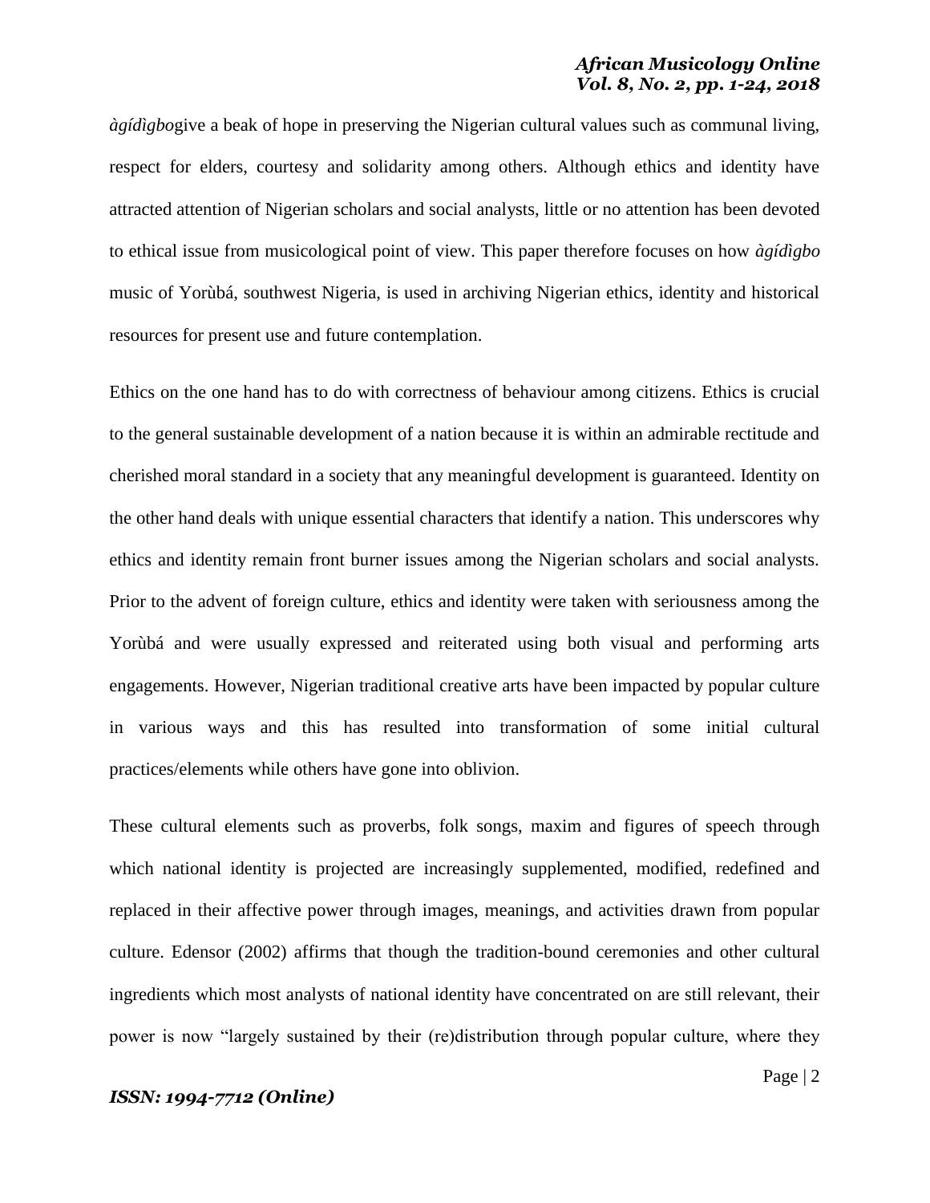*àgídìgbo*give a beak of hope in preserving the Nigerian cultural values such as communal living, respect for elders, courtesy and solidarity among others. Although ethics and identity have attracted attention of Nigerian scholars and social analysts, little or no attention has been devoted to ethical issue from musicological point of view. This paper therefore focuses on how *àgídìgbo* music of Yorùbá, southwest Nigeria, is used in archiving Nigerian ethics, identity and historical resources for present use and future contemplation.

Ethics on the one hand has to do with correctness of behaviour among citizens. Ethics is crucial to the general sustainable development of a nation because it is within an admirable rectitude and cherished moral standard in a society that any meaningful development is guaranteed. Identity on the other hand deals with unique essential characters that identify a nation. This underscores why ethics and identity remain front burner issues among the Nigerian scholars and social analysts. Prior to the advent of foreign culture, ethics and identity were taken with seriousness among the Yorùbá and were usually expressed and reiterated using both visual and performing arts engagements. However, Nigerian traditional creative arts have been impacted by popular culture in various ways and this has resulted into transformation of some initial cultural practices/elements while others have gone into oblivion.

These cultural elements such as proverbs, folk songs, maxim and figures of speech through which national identity is projected are increasingly supplemented, modified, redefined and replaced in their affective power through images, meanings, and activities drawn from popular culture. Edensor (2002) affirms that though the tradition-bound ceremonies and other cultural ingredients which most analysts of national identity have concentrated on are still relevant, their power is now "largely sustained by their (re)distribution through popular culture, where they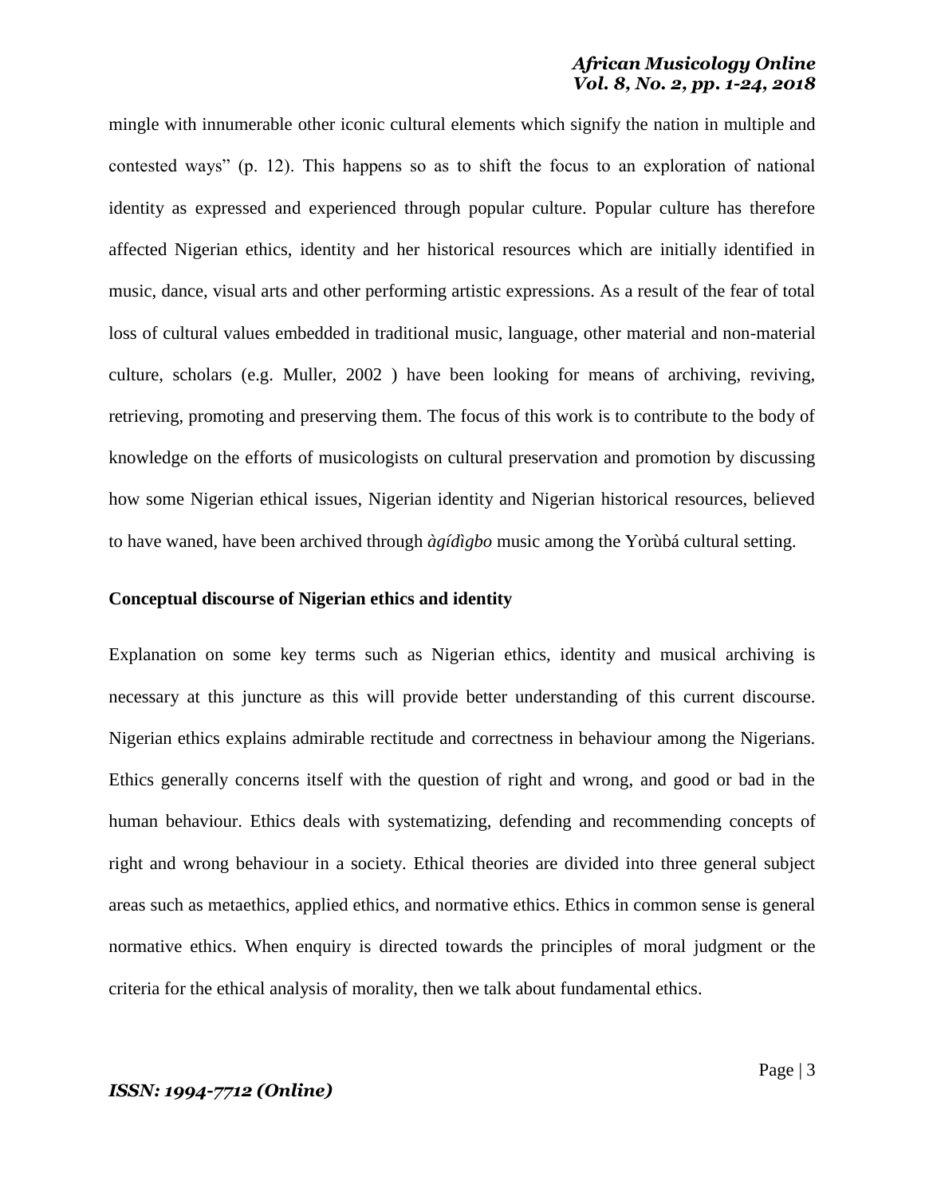mingle with innumerable other iconic cultural elements which signify the nation in multiple and contested ways" (p. 12). This happens so as to shift the focus to an exploration of national identity as expressed and experienced through popular culture. Popular culture has therefore affected Nigerian ethics, identity and her historical resources which are initially identified in music, dance, visual arts and other performing artistic expressions. As a result of the fear of total loss of cultural values embedded in traditional music, language, other material and non-material culture, scholars (e.g. Muller, 2002 ) have been looking for means of archiving, reviving, retrieving, promoting and preserving them. The focus of this work is to contribute to the body of knowledge on the efforts of musicologists on cultural preservation and promotion by discussing how some Nigerian ethical issues, Nigerian identity and Nigerian historical resources, believed to have waned, have been archived through *àgídìgbo* music among the Yorùbá cultural setting.

**Conceptual discourse of Nigerian ethics and identity**

Explanation on some key terms such as Nigerian ethics, identity and musical archiving is necessary at this juncture as this will provide better understanding of this current discourse. Nigerian ethics explains admirable rectitude and correctness in behaviour among the Nigerians. Ethics generally concerns itself with the question of right and wrong, and good or bad in the human behaviour. Ethics deals with systematizing, defending and recommending concepts of right and wrong behaviour in a society. Ethical theories are divided into three general subject areas such as metaethics, applied ethics, and normative ethics. Ethics in common sense is general normative ethics. When enquiry is directed towards the principles of moral judgment or the criteria for the ethical analysis of morality, then we talk about fundamental ethics.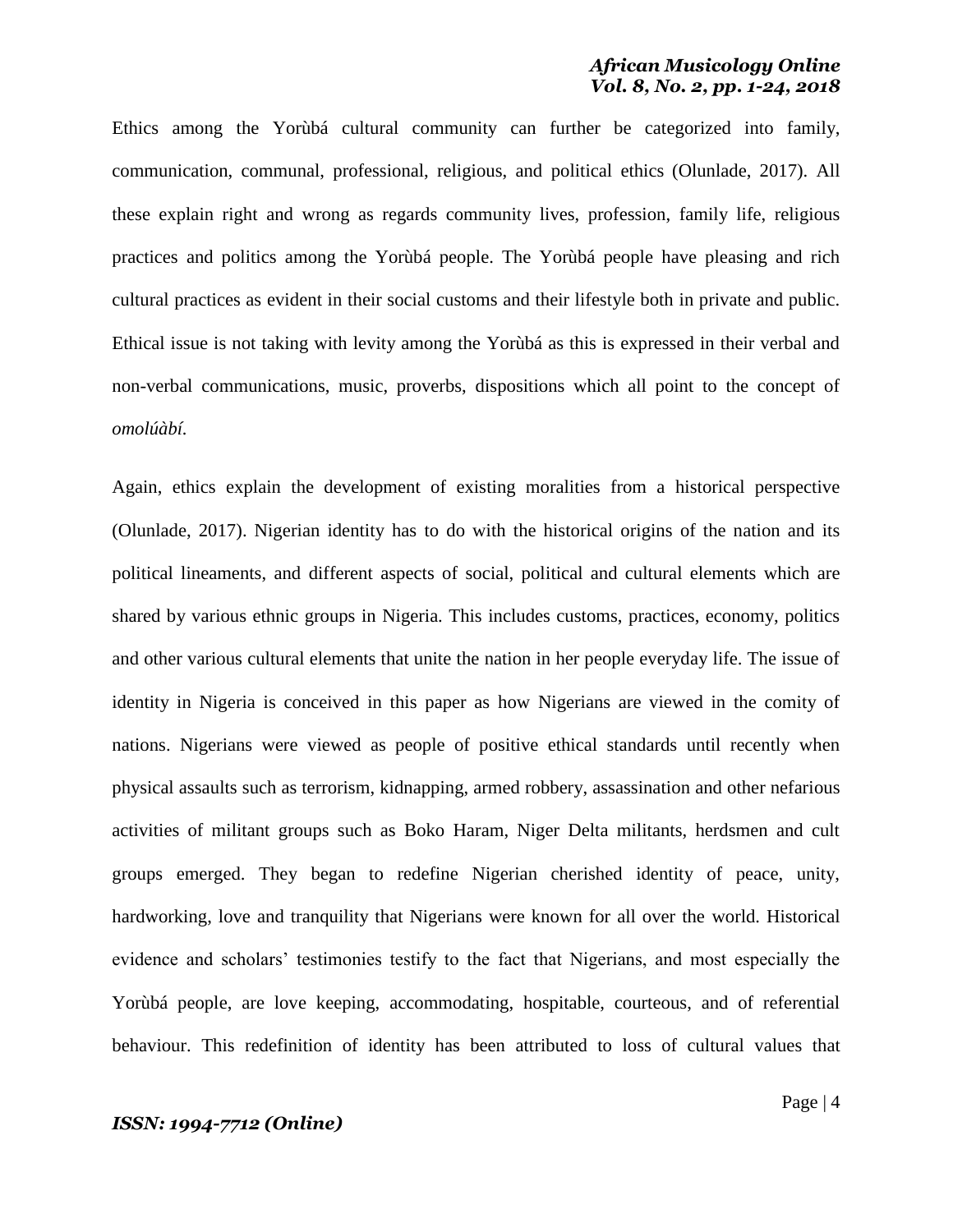Ethics among the Yorùbá cultural community can further be categorized into family, communication, communal, professional, religious, and political ethics (Olunlade, 2017). All these explain right and wrong as regards community lives, profession, family life, religious practices and politics among the Yorùbá people. The Yorùbá people have pleasing and rich cultural practices as evident in their social customs and their lifestyle both in private and public. Ethical issue is not taking with levity among the Yorùbá as this is expressed in their verbal and non-verbal communications, music, proverbs, dispositions which all point to the concept of *omolúàbí.*

Again, ethics explain the development of existing moralities from a historical perspective (Olunlade, 2017). Nigerian identity has to do with the historical origins of the nation and its political lineaments, and different aspects of social, political and cultural elements which are shared by various ethnic groups in Nigeria. This includes customs, practices, economy, politics and other various cultural elements that unite the nation in her people everyday life. The issue of identity in Nigeria is conceived in this paper as how Nigerians are viewed in the comity of nations. Nigerians were viewed as people of positive ethical standards until recently when physical assaults such as terrorism, kidnapping, armed robbery, assassination and other nefarious activities of militant groups such as Boko Haram, Niger Delta militants, herdsmen and cult groups emerged. They began to redefine Nigerian cherished identity of peace, unity, hardworking, love and tranquility that Nigerians were known for all over the world. Historical evidence and scholars' testimonies testify to the fact that Nigerians, and most especially the Yorùbá people, are love keeping, accommodating, hospitable, courteous, and of referential behaviour. This redefinition of identity has been attributed to loss of cultural values that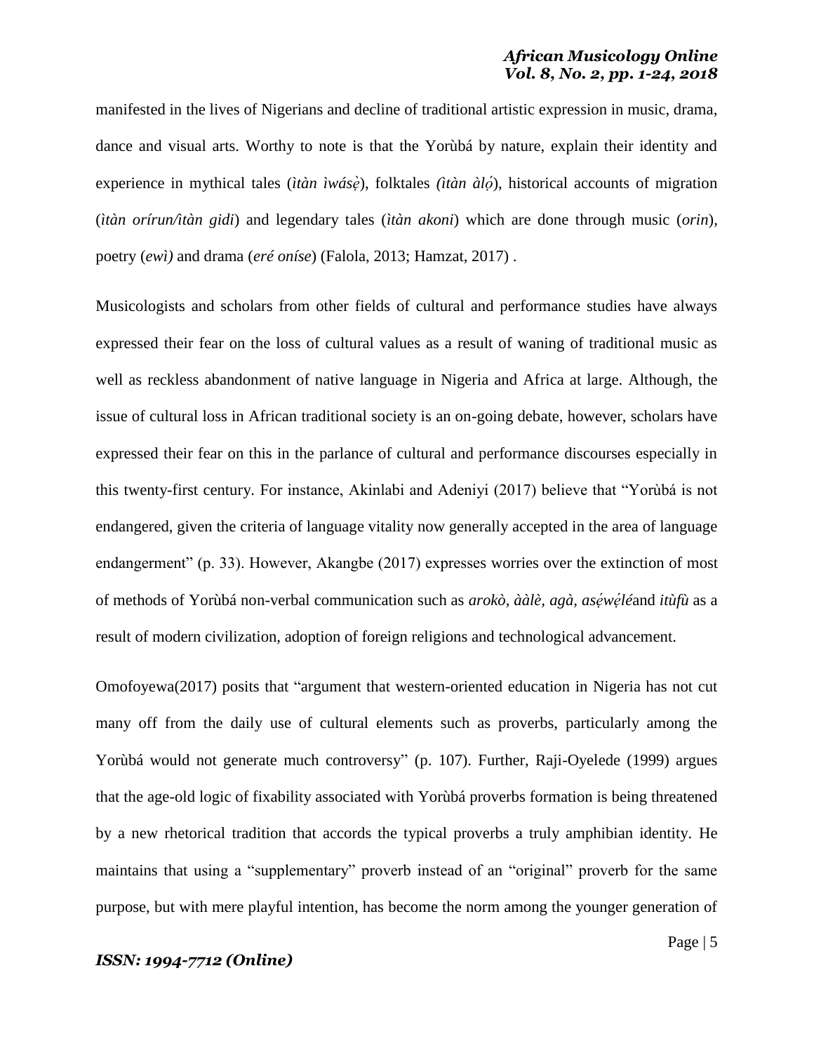manifested in the lives of Nigerians and decline of traditional artistic expression in music, drama, dance and visual arts. Worthy to note is that the Yorùbá by nature, explain their identity and experience in mythical tales (*ìtàn ìwásẹ̀*), folktales *(ìtàn àlọ́*), historical accounts of migration (*ìtàn orírun/ìtàn gidi*) and legendary tales (*ìtàn akoni*) which are done through music (*orin*), poetry (*ewì)* and drama (*eré onítse*) (Falola, 2013; Hamzat, 2017) .

Musicologists and scholars from other fields of cultural and performance studies have always expressed their fear on the loss of cultural values as a result of waning of traditional music as well as reckless abandonment of native language in Nigeria and Africa at large. Although, the issue of cultural loss in African traditional society is an on-going debate, however, scholars have expressed their fear on this in the parlance of cultural and performance discourses especially in this twenty-first century. For instance, Akinlabi and Adeniyi (2017) believe that "Yorùbá is not endangered, given the criteria of language vitality now generally accepted in the area of language endangerment" (p. 33). However, Akangbe (2017) expresses worries over the extinction of most of methods of Yorùbá non-verbal communication such as *arokò, ààlè, agà, asẹ́wẹ́lé*and *itùfù* as a result of modern civilization, adoption of foreign religions and technological advancement.

Omofoyewa(2017) posits that "argument that western-oriented education in Nigeria has not cut many off from the daily use of cultural elements such as proverbs, particularly among the Yorùbá would not generate much controversy" (p. 107). Further, Raji-Oyelede (1999) argues that the age-old logic of fixability associated with Yorùbá proverbs formation is being threatened by a new rhetorical tradition that accords the typical proverbs a truly amphibian identity. He maintains that using a "supplementary" proverb instead of an "original" proverb for the same purpose, but with mere playful intention, has become the norm among the younger generation of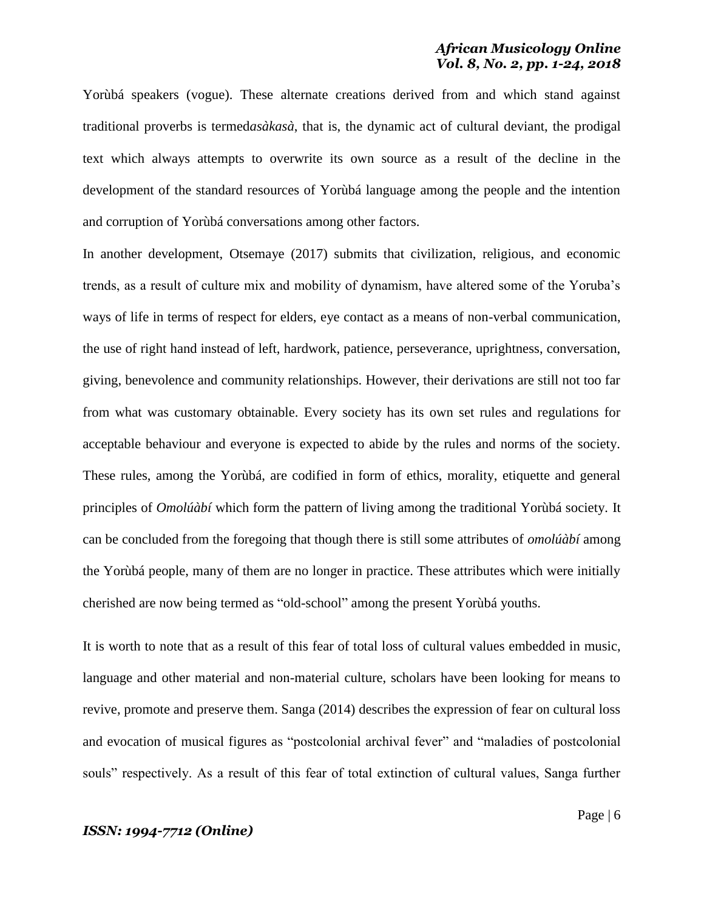Yorùbá speakers (vogue). These alternate creations derived from and which stand against traditional proverbs is termed*asàkasà*, that is, the dynamic act of cultural deviant, the prodigal text which always attempts to overwrite its own source as a result of the decline in the development of the standard resources of Yorùbá language among the people and the intention and corruption of Yorùbá conversations among other factors.

In another development, Otsemaye (2017) submits that civilization, religious, and economic trends, as a result of culture mix and mobility of dynamism, have altered some of the Yoruba's ways of life in terms of respect for elders, eye contact as a means of non-verbal communication, the use of right hand instead of left, hardwork, patience, perseverance, uprightness, conversation, giving, benevolence and community relationships. However, their derivations are still not too far from what was customary obtainable. Every society has its own set rules and regulations for acceptable behaviour and everyone is expected to abide by the rules and norms of the society. These rules, among the Yorùbá, are codified in form of ethics, morality, etiquette and general principles of *Omolúàbí* which form the pattern of living among the traditional Yorùbá society. It can be concluded from the foregoing that though there is still some attributes of *omolúàbí* among the Yorùbá people, many of them are no longer in practice. These attributes which were initially cherished are now being termed as "old-school" among the present Yorùbá youths.

It is worth to note that as a result of this fear of total loss of cultural values embedded in music, language and other material and non-material culture, scholars have been looking for means to revive, promote and preserve them. Sanga (2014) describes the expression of fear on cultural loss and evocation of musical figures as "postcolonial archival fever" and "maladies of postcolonial souls" respectively. As a result of this fear of total extinction of cultural values, Sanga further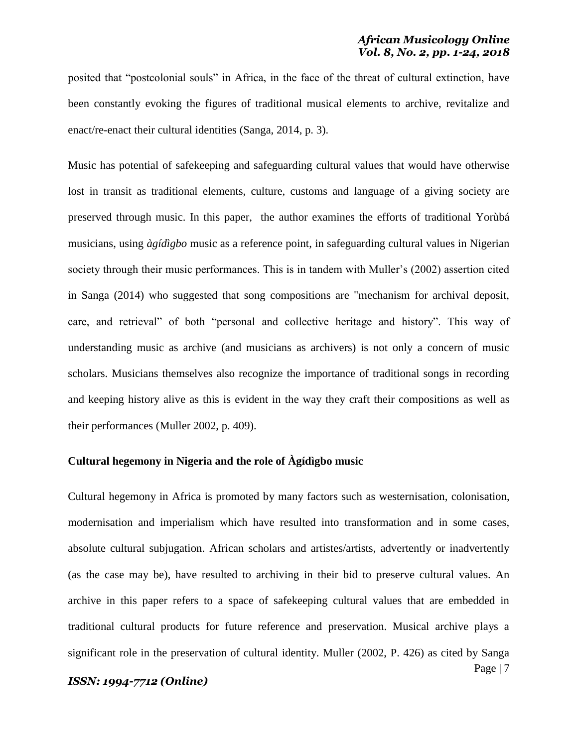posited that "postcolonial souls" in Africa, in the face of the threat of cultural extinction, have been constantly evoking the figures of traditional musical elements to archive, revitalize and enact/re-enact their cultural identities (Sanga, 2014, p. 3).

Music has potential of safekeeping and safeguarding cultural values that would have otherwise lost in transit as traditional elements, culture, customs and language of a giving society are preserved through music. In this paper, the author examines the efforts of traditional Yorùbá musicians, using *àgídìgbo* music as a reference point, in safeguarding cultural values in Nigerian society through their music performances. This is in tandem with Muller's (2002) assertion cited in Sanga (2014) who suggested that song compositions are "mechanism for archival deposit, care, and retrieval" of both "personal and collective heritage and history". This way of understanding music as archive (and musicians as archivers) is not only a concern of music scholars. Musicians themselves also recognize the importance of traditional songs in recording and keeping history alive as this is evident in the way they craft their compositions as well as their performances (Muller 2002, p. 409).

## Cultural hegemony in Nigeria and the role of Àgídìgbo music

Cultural hegemony in Africa is promoted by many factors such as westernisation, colonisation, modernisation and imperialism which have resulted into transformation and in some cases, absolute cultural subjugation. African scholars and artistes/artists, advertently or inadvertently (as the case may be), have resulted to archiving in their bid to preserve cultural values. An archive in this paper refers to a space of safekeeping cultural values that are embedded in traditional cultural products for future reference and preservation. Musical archive plays a significant role in the preservation of cultural identity. Muller (2002, P. 426) as cited by Sanga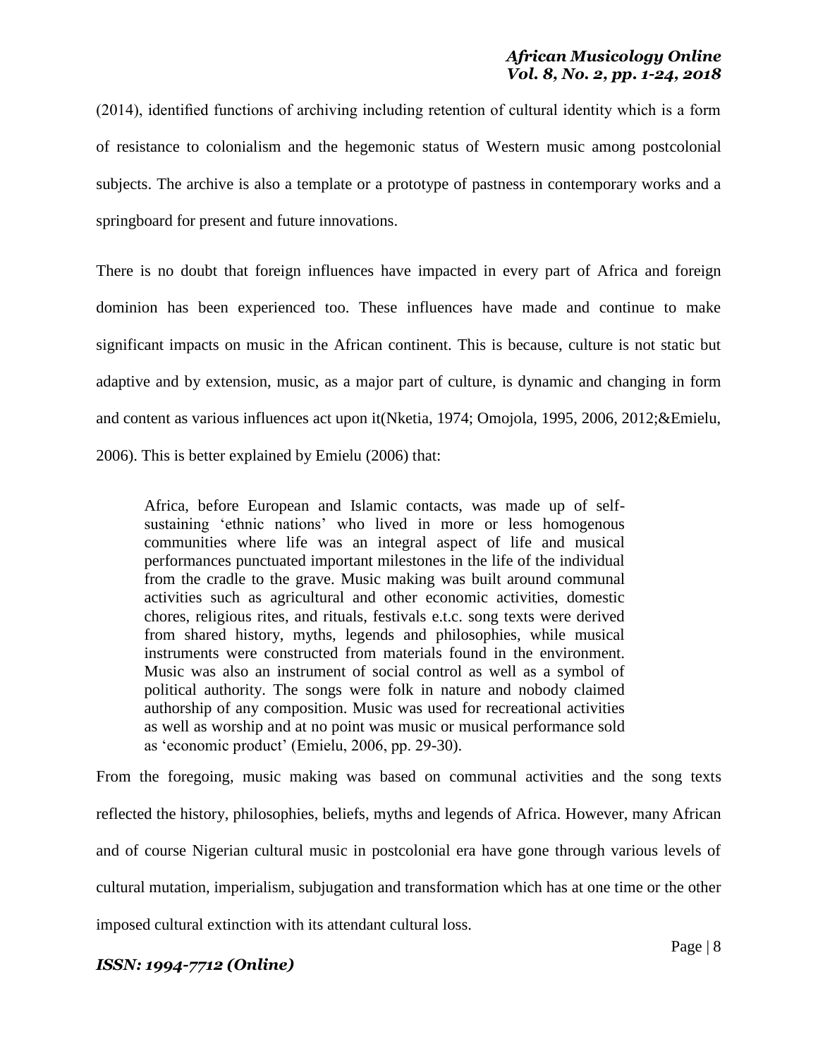(2014), identified functions of archiving including retention of cultural identity which is a form of resistance to colonialism and the hegemonic status of Western music among postcolonial subjects. The archive is also a template or a prototype of pastness in contemporary works and a springboard for present and future innovations.

There is no doubt that foreign influences have impacted in every part of Africa and foreign dominion has been experienced too. These influences have made and continue to make significant impacts on music in the African continent. This is because, culture is not static but adaptive and by extension, music, as a major part of culture, is dynamic and changing in form and content as various influences act upon it(Nketia, 1974; Omojola, 1995, 2006, 2012;&Emielu, 2006). This is better explained by Emielu (2006) that:

> Africa, before European and Islamic contacts, was made up of self-sustaining 'ethnic nations' who lived in more or less homogenous communities where life was an integral aspect of life and musical performances punctuated important milestones in the life of the individual from the cradle to the grave. Music making was built around communal activities such as agricultural and other economic activities, domestic chores, religious rites, and rituals, festivals e.t.c. song texts were derived from shared history, myths, legends and philosophies, while musical instruments were constructed from materials found in the environment. Music was also an instrument of social control as well as a symbol of political authority. The songs were folk in nature and nobody claimed authorship of any composition. Music was used for recreational activities as well as worship and at no point was music or musical performance sold as 'economic product' (Emielu, 2006, pp. 29-30).

From the foregoing, music making was based on communal activities and the song texts reflected the history, philosophies, beliefs, myths and legends of Africa. However, many African and of course Nigerian cultural music in postcolonial era have gone through various levels of cultural mutation, imperialism, subjugation and transformation which has at one time or the other imposed cultural extinction with its attendant cultural loss.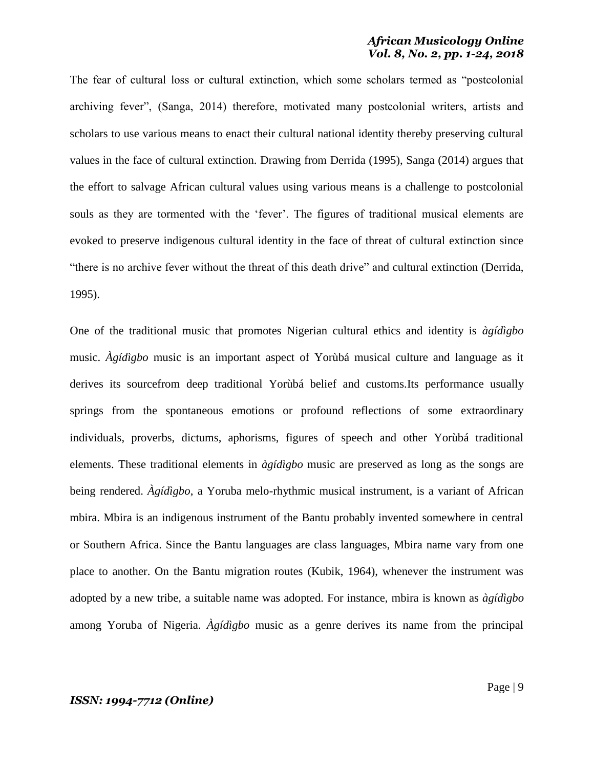The fear of cultural loss or cultural extinction, which some scholars termed as "postcolonial archiving fever", (Sanga, 2014) therefore, motivated many postcolonial writers, artists and scholars to use various means to enact their cultural national identity thereby preserving cultural values in the face of cultural extinction. Drawing from Derrida (1995), Sanga (2014) argues that the effort to salvage African cultural values using various means is a challenge to postcolonial souls as they are tormented with the 'fever'. The figures of traditional musical elements are evoked to preserve indigenous cultural identity in the face of threat of cultural extinction since "there is no archive fever without the threat of this death drive" and cultural extinction (Derrida, 1995).

One of the traditional music that promotes Nigerian cultural ethics and identity is *àgídìgbo* music. *Àgídìgbo* music is an important aspect of Yorùbá musical culture and language as it derives its sourcefrom deep traditional Yorùbá belief and customs.Its performance usually springs from the spontaneous emotions or profound reflections of some extraordinary individuals, proverbs, dictums, aphorisms, figures of speech and other Yorùbá traditional elements. These traditional elements in *àgídìgbo* music are preserved as long as the songs are being rendered. *Àgídìgbo*, a Yoruba melo-rhythmic musical instrument, is a variant of African mbira. Mbira is an indigenous instrument of the Bantu probably invented somewhere in central or Southern Africa. Since the Bantu languages are class languages, Mbira name vary from one place to another. On the Bantu migration routes (Kubik, 1964), whenever the instrument was adopted by a new tribe, a suitable name was adopted. For instance, mbira is known as *àgídìgbo* among Yoruba of Nigeria. *Àgídìgbo* music as a genre derives its name from the principal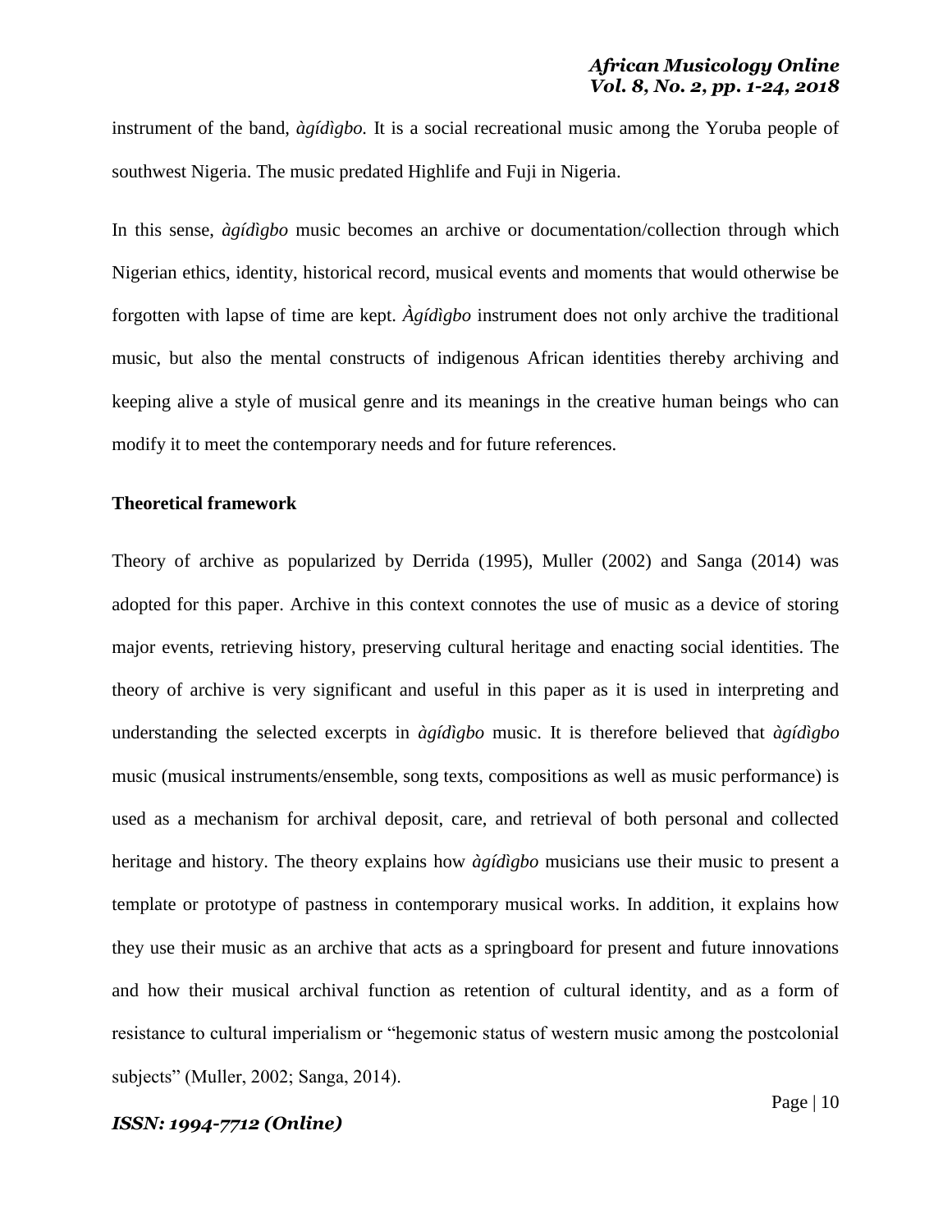instrument of the band, *àgídìgbo.* It is a social recreational music among the Yoruba people of southwest Nigeria. The music predated Highlife and Fuji in Nigeria.

In this sense, *àgídìgbo* music becomes an archive or documentation/collection through which Nigerian ethics, identity, historical record, musical events and moments that would otherwise be forgotten with lapse of time are kept. *Àgídìgbo* instrument does not only archive the traditional music, but also the mental constructs of indigenous African identities thereby archiving and keeping alive a style of musical genre and its meanings in the creative human beings who can modify it to meet the contemporary needs and for future references.

**Theoretical framework**

Theory of archive as popularized by Derrida (1995), Muller (2002) and Sanga (2014) was adopted for this paper. Archive in this context connotes the use of music as a device of storing major events, retrieving history, preserving cultural heritage and enacting social identities. The theory of archive is very significant and useful in this paper as it is used in interpreting and understanding the selected excerpts in *àgídìgbo* music. It is therefore believed that *àgídìgbo* music (musical instruments/ensemble, song texts, compositions as well as music performance) is used as a mechanism for archival deposit, care, and retrieval of both personal and collected heritage and history. The theory explains how *àgídìgbo* musicians use their music to present a template or prototype of pastness in contemporary musical works. In addition, it explains how they use their music as an archive that acts as a springboard for present and future innovations and how their musical archival function as retention of cultural identity, and as a form of resistance to cultural imperialism or "hegemonic status of western music among the postcolonial subjects" (Muller, 2002; Sanga, 2014).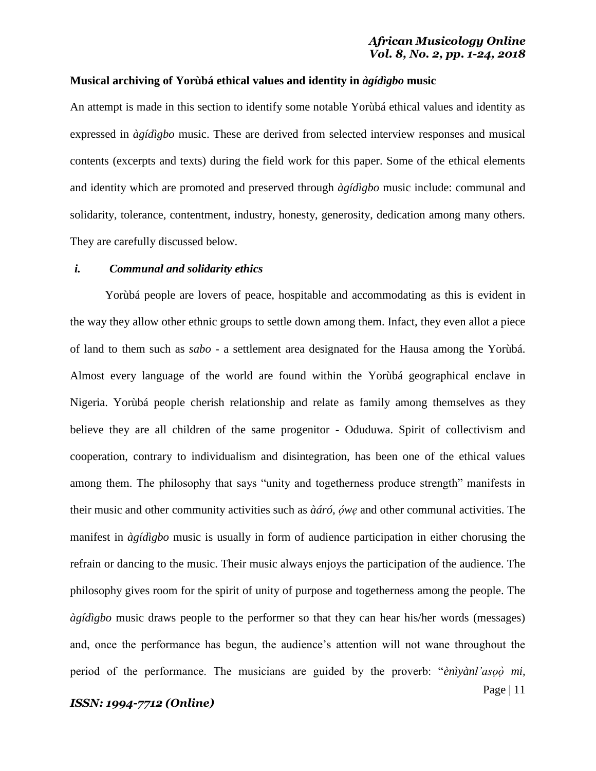**Musical archiving of Yorùbá ethical values and identity in *àgídìgbo* music**

An attempt is made in this section to identify some notable Yorùbá ethical values and identity as expressed in *àgídìgbo* music. These are derived from selected interview responses and musical contents (excerpts and texts) during the field work for this paper. Some of the ethical elements and identity which are promoted and preserved through *àgídìgbo* music include: communal and solidarity, tolerance, contentment, industry, honesty, generosity, dedication among many others. They are carefully discussed below.

***i. Communal and solidarity ethics***

Yorùbá people are lovers of peace, hospitable and accommodating as this is evident in the way they allow other ethnic groups to settle down among them. Infact, they even allot a piece of land to them such as *sabo* - a settlement area designated for the Hausa among the Yorùbá. Almost every language of the world are found within the Yorùbá geographical enclave in Nigeria. Yorùbá people cherish relationship and relate as family among themselves as they believe they are all children of the same progenitor - Oduduwa. Spirit of collectivism and cooperation, contrary to individualism and disintegration, has been one of the ethical values among them. The philosophy that says "unity and togetherness produce strength" manifests in their music and other community activities such as *àáró, ọ́wẹ* and other communal activities. The manifest in *àgídìgbo* music is usually in form of audience participation in either chorusing the refrain or dancing to the music. Their music always enjoys the participation of the audience. The philosophy gives room for the spirit of unity of purpose and togetherness among the people. The *àgídìgbo* music draws people to the performer so that they can hear his/her words (messages) and, once the performance has begun, the audience's attention will not wane throughout the period of the performance. The musicians are guided by the proverb: "*ènìyànl'asọ̀ mi,*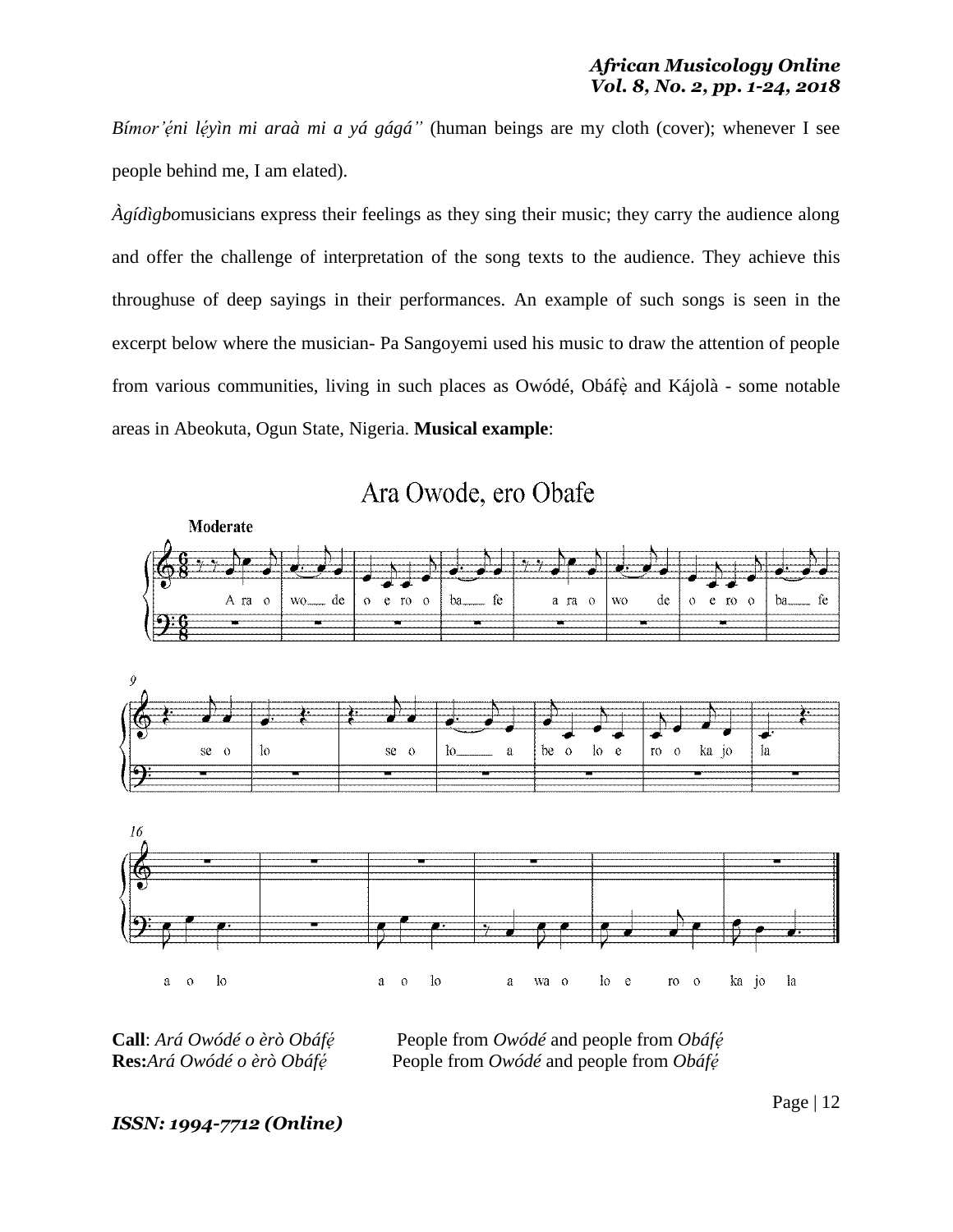*Bímor'ẹ́ni lẹ́yìn mi araà mi a yá gágá"* (human beings are my cloth (cover); whenever I see people behind me, I am elated).

*Àgídìgbo*musicians express their feelings as they sing their music; they carry the audience along and offer the challenge of interpretation of the song texts to the audience. They achieve this throughuse of deep sayings in their performances. An example of such songs is seen in the excerpt below where the musician- Pa Sangoyemi used his music to draw the attention of people from various communities, living in such places as Owódé, Obáfẹ̀ and Kájolà - some notable areas in Abeokuta, Ogun State, Nigeria. **Musical example**:

**Call**: *Ará Owódé o èrò Obáfẹ́* People from *Owódé* and people from *Obáfẹ́*
**Res:***Ará Owódé o èrò Obáfẹ́* People from *Owódé* and people from *Obáfẹ́*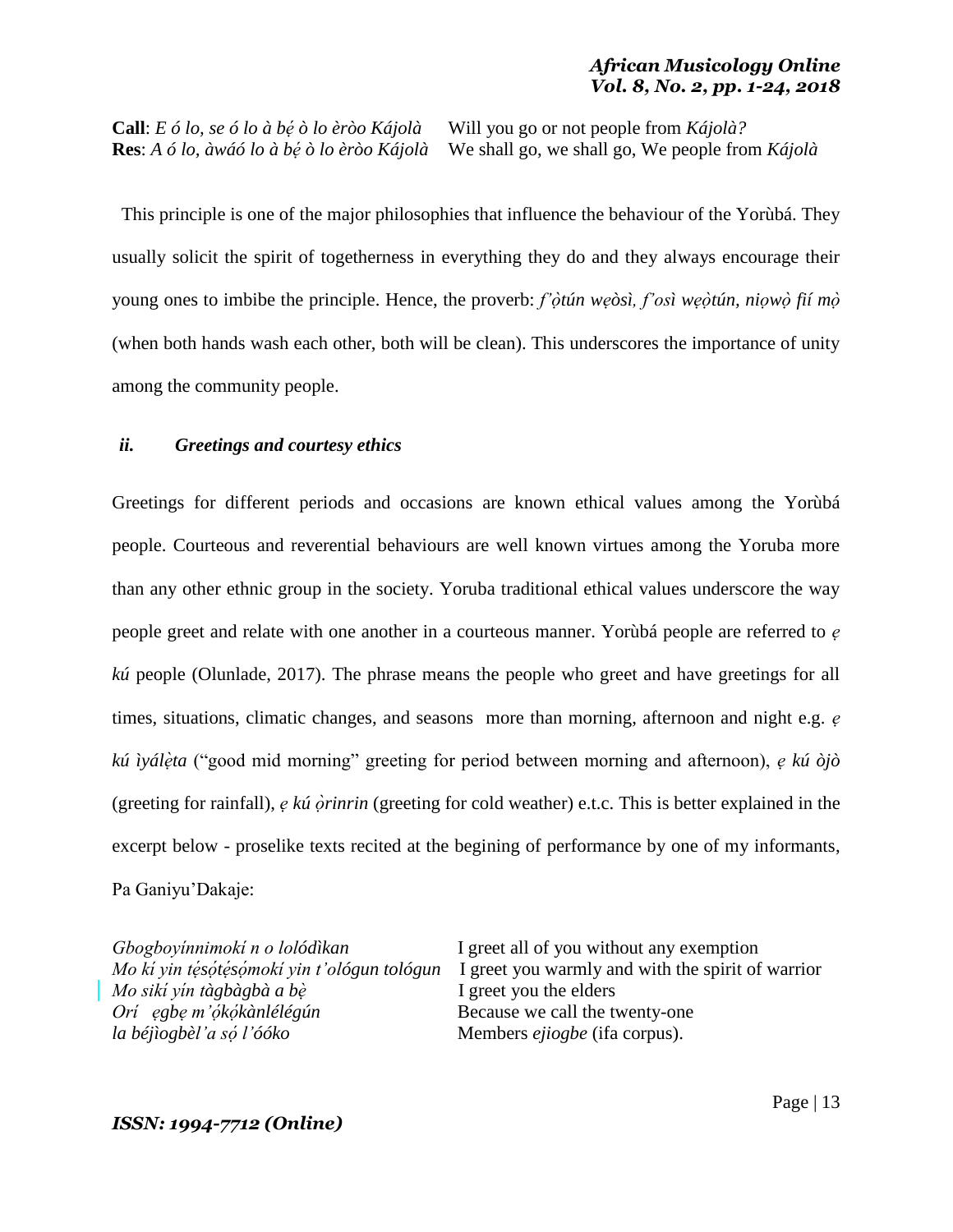| | |
|---|---|
| **Call**: *E ó lo, se ó lo à bẹ́ ò lo èròo Kájolà* | Will you go or not people from *Kájolà?* |
| **Res**: *A ó lo, àwáó lo à bẹ́ ò lo èròo Kájolà* | We shall go, we shall go, We people from *Kájolà* |

This principle is one of the major philosophies that influence the behaviour of the Yorùbá. They usually solicit the spirit of togetherness in everything they do and they always encourage their young ones to imbibe the principle. Hence, the proverb: *f'ọ̀tún wẹòsì, f'osì wẹọ̀tún, niọwọ̀ fií mọ̀* (when both hands wash each other, both will be clean). This underscores the importance of unity among the community people.

### *ii. Greetings and courtesy ethics*

Greetings for different periods and occasions are known ethical values among the Yorùbá people. Courteous and reverential behaviours are well known virtues among the Yoruba more than any other ethnic group in the society. Yoruba traditional ethical values underscore the way people greet and relate with one another in a courteous manner. Yorùbá people are referred to *ẹ kú* people (Olunlade, 2017). The phrase means the people who greet and have greetings for all times, situations, climatic changes, and seasons more than morning, afternoon and night e.g. *ẹ kú ìyálẹ̀ta* ("good mid morning" greeting for period between morning and afternoon), *ẹ kú òjò* (greeting for rainfall), *ẹ kú ọ̀rinrin* (greeting for cold weather) e.t.c. This is better explained in the excerpt below - proselike texts recited at the begining of performance by one of my informants, Pa Ganiyu'Dakaje:

| | |
|---|---|
| *Gbogboyínnimokí n o lolódìkan* | I greet all of you without any exemption |
| *Mo kí yin tẹ́sọ́tẹ́sọ́mokí yin t'ológun tológun* | I greet you warmly and with the spirit of warrior |
| *Mo sikí yín tàgbàgbà a bẹ̀* | I greet you the elders |
| *Orí ẹgbẹ m'ọ̀kọ́kànlélégún* | Because we call the twenty-one |
| *la béjìogbèl'a sọ́ l'óóko* | Members *ejiogbe* (ifa corpus). |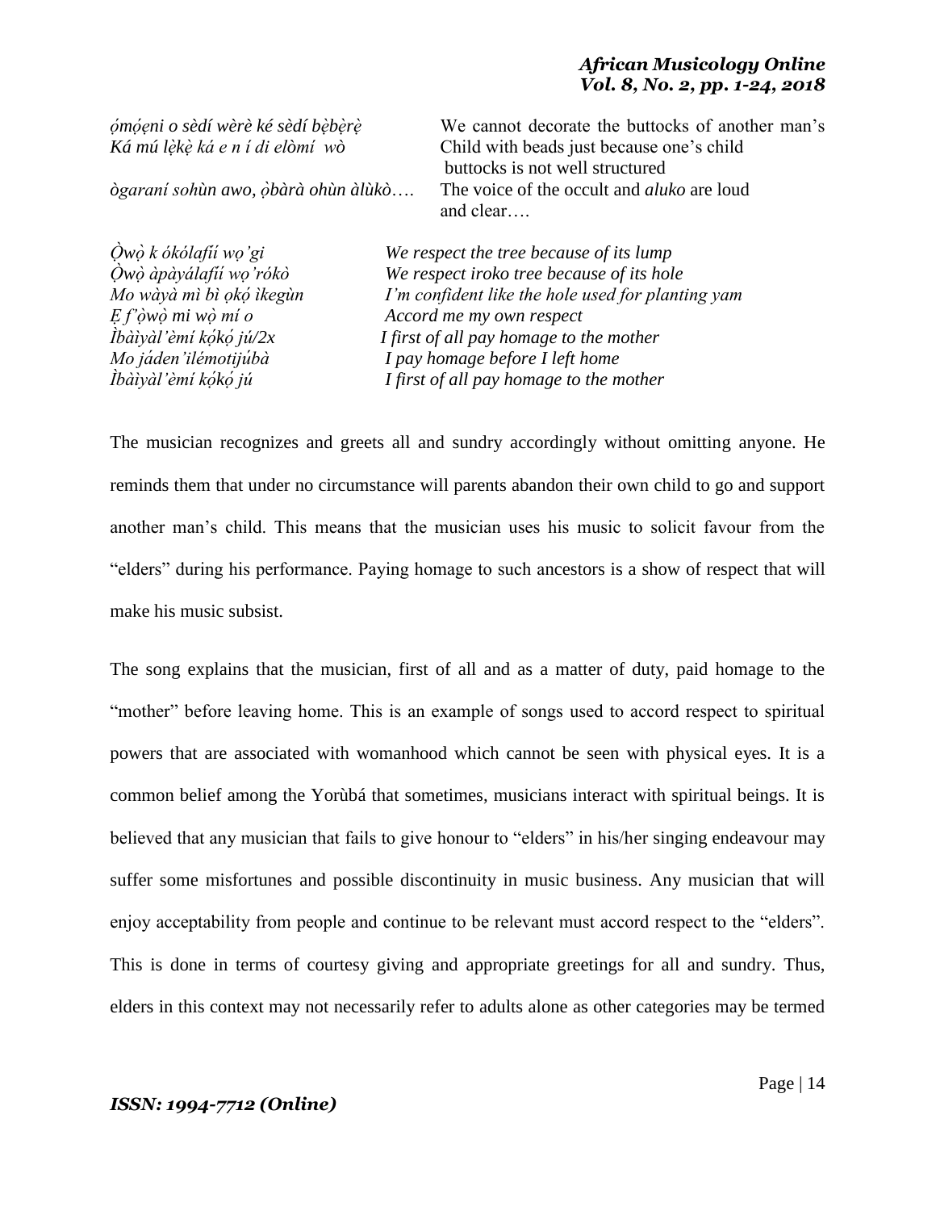| | |
|---|---|
| *ọ́mọ́ẹni o sèdí wèrè ké sèdí bẹ̀bẹ̀rẹ̀* | We cannot decorate the buttocks of another man's |
| *Ká mú lẹ̀kẹ̀ ká e n í di elòmí wò* | Child with beads just because one's child buttocks is not well structured |
| *ògaraní sohùn awo, ọ̀bàrà ohùn àlùkò….* | The voice of the occult and *aluko* are loud and clear…. |

| | |
|---|---|
| *Ọ̀wọ̀ k ókólafií wọ'gi* | *We respect the tree because of its lump* |
| *Ọ̀wọ̀ àpàyálafií wọ'rókò* | *We respect iroko tree because of its hole* |
| *Mo wàyà mì bì ọkọ́ ìkegùn* | *I'm confident like the hole used for planting yam* |
| *Ẹ f'ọ̀wọ̀ mi wọ̀ mí o* | *Accord me my own respect* |
| *Ìbàìyàl'èmí kọ́kọ́ jú/2x* | *I first of all pay homage to the mother* |
| *Mo jáden'ilémotijúbà* | *I pay homage before I left home* |
| *Ìbàìyàl'èmí kọ́kọ́ jú* | *I first of all pay homage to the mother* |

The musician recognizes and greets all and sundry accordingly without omitting anyone. He reminds them that under no circumstance will parents abandon their own child to go and support another man's child. This means that the musician uses his music to solicit favour from the "elders" during his performance. Paying homage to such ancestors is a show of respect that will make his music subsist.

The song explains that the musician, first of all and as a matter of duty, paid homage to the "mother" before leaving home. This is an example of songs used to accord respect to spiritual powers that are associated with womanhood which cannot be seen with physical eyes. It is a common belief among the Yorùbá that sometimes, musicians interact with spiritual beings. It is believed that any musician that fails to give honour to "elders" in his/her singing endeavour may suffer some misfortunes and possible discontinuity in music business. Any musician that will enjoy acceptability from people and continue to be relevant must accord respect to the "elders". This is done in terms of courtesy giving and appropriate greetings for all and sundry. Thus, elders in this context may not necessarily refer to adults alone as other categories may be termed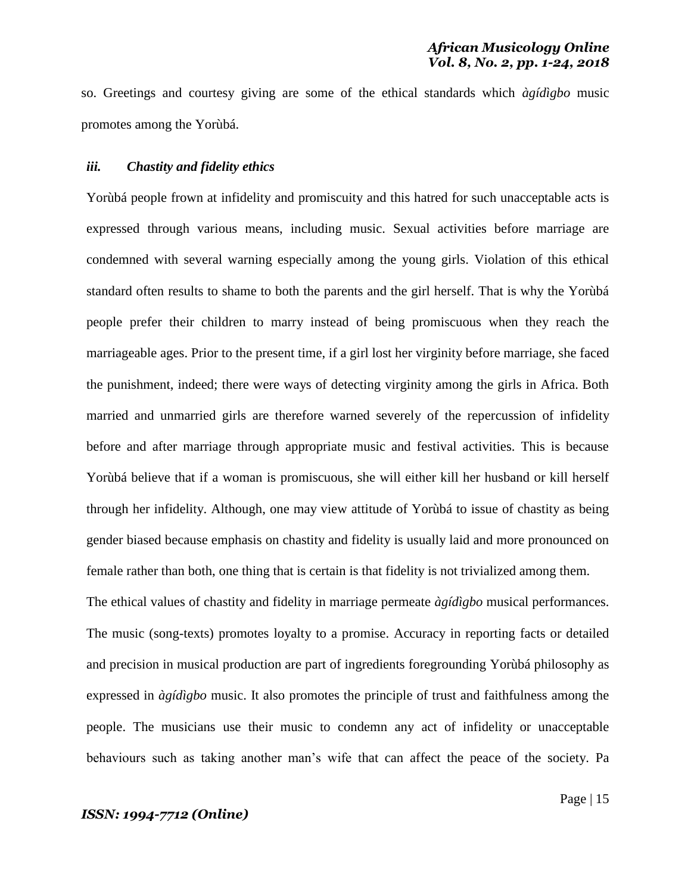so. Greetings and courtesy giving are some of the ethical standards which *àgídìgbo* music promotes among the Yorùbá.

### *iii. Chastity and fidelity ethics*

Yorùbá people frown at infidelity and promiscuity and this hatred for such unacceptable acts is expressed through various means, including music. Sexual activities before marriage are condemned with several warning especially among the young girls. Violation of this ethical standard often results to shame to both the parents and the girl herself. That is why the Yorùbá people prefer their children to marry instead of being promiscuous when they reach the marriageable ages. Prior to the present time, if a girl lost her virginity before marriage, she faced the punishment, indeed; there were ways of detecting virginity among the girls in Africa. Both married and unmarried girls are therefore warned severely of the repercussion of infidelity before and after marriage through appropriate music and festival activities. This is because Yorùbá believe that if a woman is promiscuous, she will either kill her husband or kill herself through her infidelity. Although, one may view attitude of Yorùbá to issue of chastity as being gender biased because emphasis on chastity and fidelity is usually laid and more pronounced on female rather than both, one thing that is certain is that fidelity is not trivialized among them.

The ethical values of chastity and fidelity in marriage permeate *àgídìgbo* musical performances. The music (song-texts) promotes loyalty to a promise. Accuracy in reporting facts or detailed and precision in musical production are part of ingredients foregrounding Yorùbá philosophy as expressed in *àgídìgbo* music. It also promotes the principle of trust and faithfulness among the people. The musicians use their music to condemn any act of infidelity or unacceptable behaviours such as taking another man's wife that can affect the peace of the society. Pa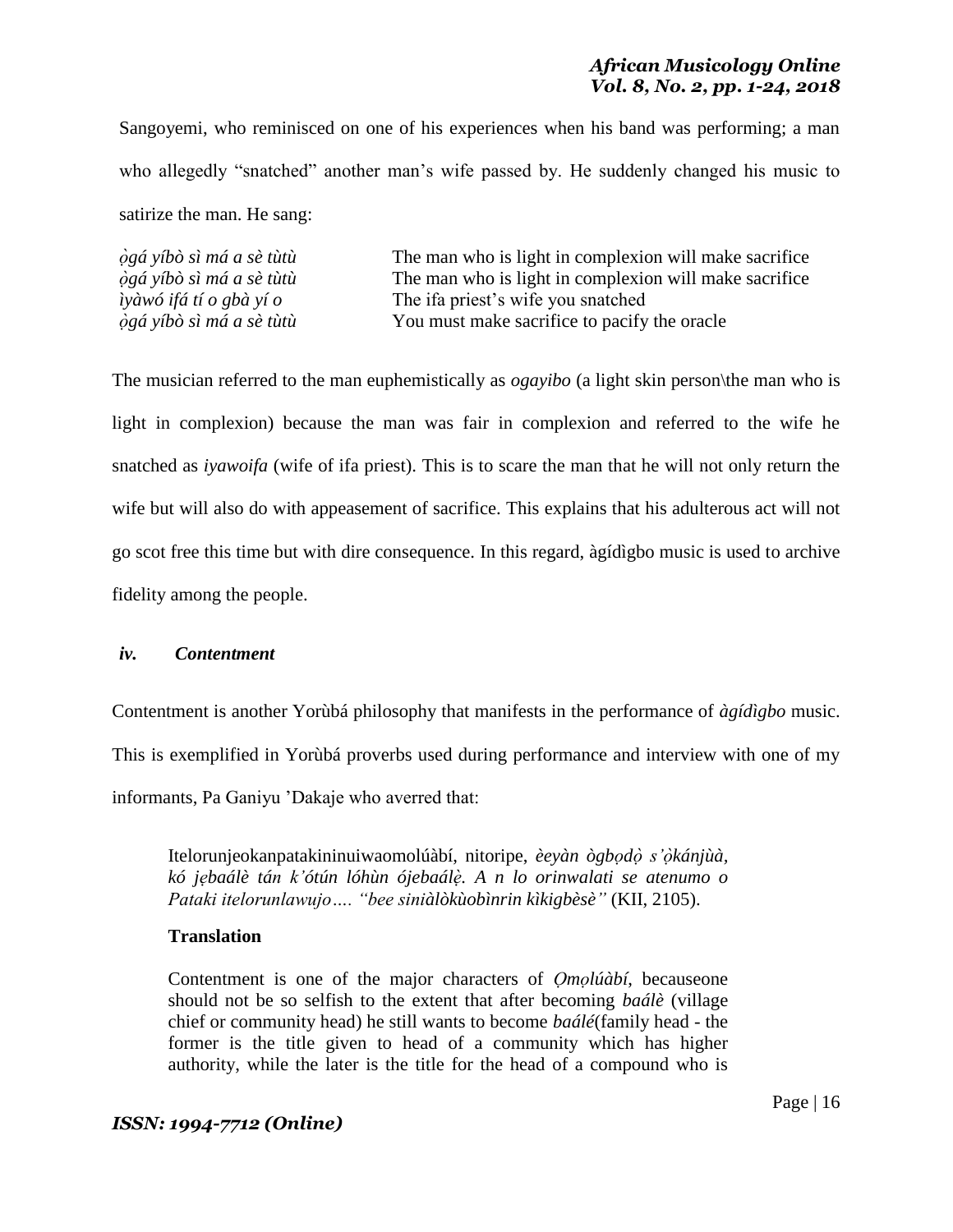Sangoyemi, who reminisced on one of his experiences when his band was performing; a man who allegedly "snatched" another man's wife passed by. He suddenly changed his music to satirize the man. He sang:

| | |
|---|---|
| *ọ̀gá yíbò sì má a sè tùtù* | The man who is light in complexion will make sacrifice |
| *ọ̀gá yíbò sì má a sè tùtù* | The man who is light in complexion will make sacrifice |
| *ìyàwó ifá tí o gbà yí o* | The ifa priest's wife you snatched |
| *ọ̀gá yíbò sì má a sè tùtù* | You must make sacrifice to pacify the oracle |

The musician referred to the man euphemistically as *ogayibo* (a light skin person\the man who is light in complexion) because the man was fair in complexion and referred to the wife he snatched as *iyawoifa* (wife of ifa priest). This is to scare the man that he will not only return the wife but will also do with appeasement of sacrifice. This explains that his adulterous act will not go scot free this time but with dire consequence. In this regard, àgídìgbo music is used to archive fidelity among the people.

### *iv. Contentment*

Contentment is another Yorùbá philosophy that manifests in the performance of *àgídìgbo* music. This is exemplified in Yorùbá proverbs used during performance and interview with one of my informants, Pa Ganiyu 'Dakaje who averred that:

> Itelorunjeokanpatakinininuiwaomolúàbí, nitoripe, *èeyàn ògbọdọ̀ s'ọ̀kánjùà, kó jẹbaálè tán k'ótún lóhùn ójebaálẹ̀. A n lo orinwalati se atenumo o Pataki itelorunlawujo…. "bee siniàlòkùobìnrin kìkigbèsè"* (KII, 2105).
>
> **Translation**
>
> Contentment is one of the major characters of *Ọmọlúàbí*, becauseone should not be so selfish to the extent that after becoming *baálè* (village chief or community head) he still wants to become *baálé*(family head - the former is the title given to head of a community which has higher authority, while the later is the title for the head of a compound who is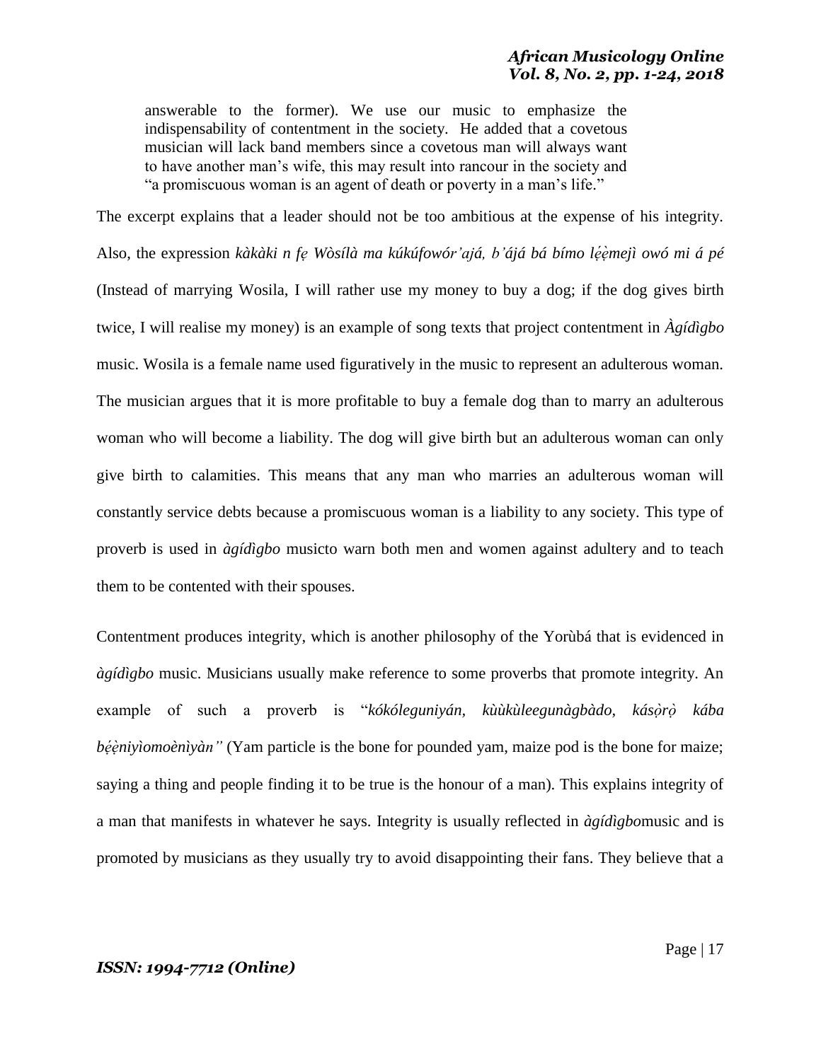> answerable to the former). We use our music to emphasize the indispensability of contentment in the society. He added that a covetous musician will lack band members since a covetous man will always want to have another man's wife, this may result into rancour in the society and "a promiscuous woman is an agent of death or poverty in a man's life."

The excerpt explains that a leader should not be too ambitious at the expense of his integrity. Also, the expression *kàkàki n fẹ Wòsílà ma kúkúfowór'ajá, b'ájá bá bímo lẹ́ẹ̀mejì owó mi á pé* (Instead of marrying Wosila, I will rather use my money to buy a dog; if the dog gives birth twice, I will realise my money) is an example of song texts that project contentment in *Àgídìgbo* music. Wosila is a female name used figuratively in the music to represent an adulterous woman. The musician argues that it is more profitable to buy a female dog than to marry an adulterous woman who will become a liability. The dog will give birth but an adulterous woman can only give birth to calamities. This means that any man who marries an adulterous woman will constantly service debts because a promiscuous woman is a liability to any society. This type of proverb is used in *àgídìgbo* musicto warn both men and women against adultery and to teach them to be contented with their spouses.

Contentment produces integrity, which is another philosophy of the Yorùbá that is evidenced in *àgídìgbo* music. Musicians usually make reference to some proverbs that promote integrity. An example of such a proverb is "*kókóleguniyán, kùùkùleegunàgbàdo, kásọ̀rọ̀ kába bẹ́ẹ̀niyìomoènìyàn"* (Yam particle is the bone for pounded yam, maize pod is the bone for maize; saying a thing and people finding it to be true is the honour of a man). This explains integrity of a man that manifests in whatever he says. Integrity is usually reflected in *àgídìgbo*music and is promoted by musicians as they usually try to avoid disappointing their fans. They believe that a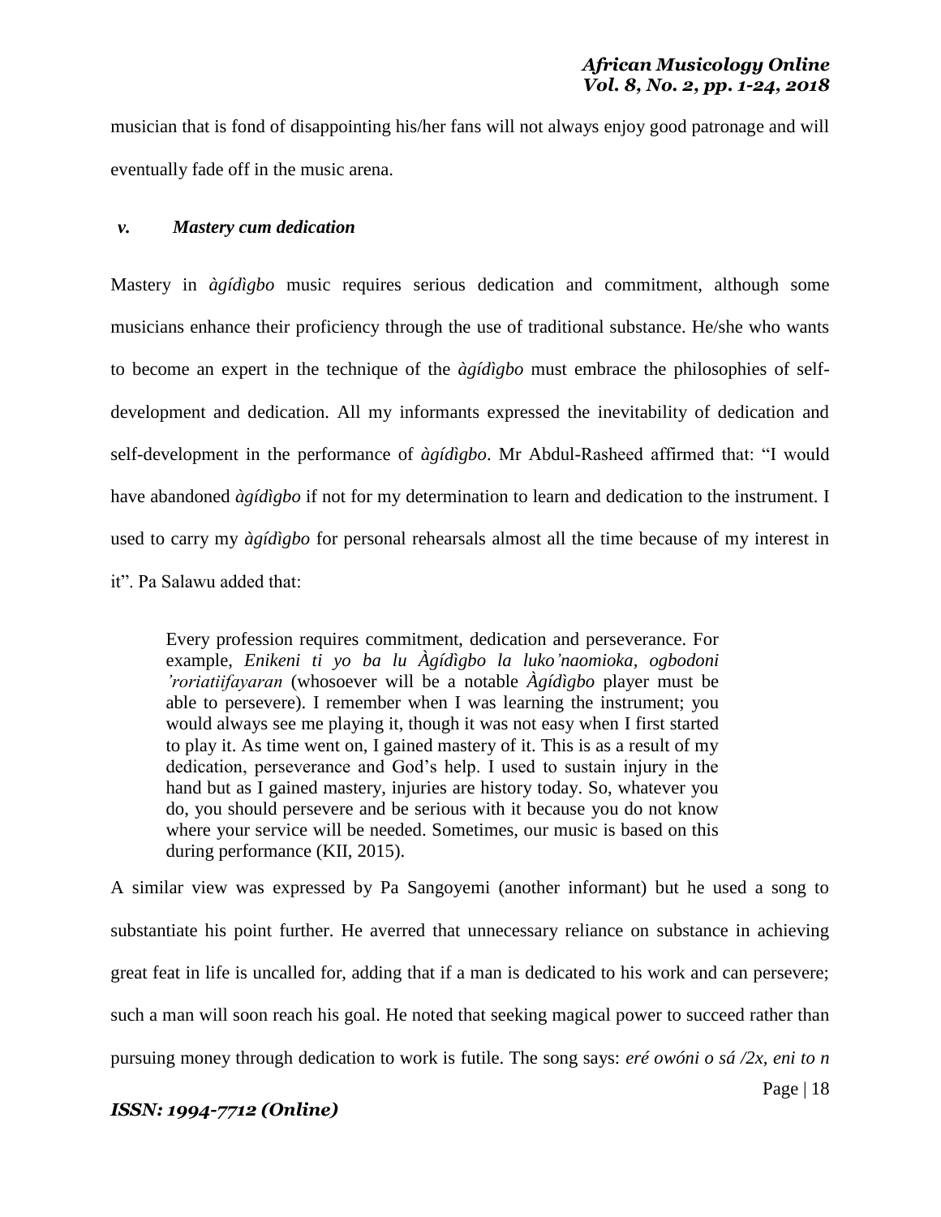musician that is fond of disappointing his/her fans will not always enjoy good patronage and will eventually fade off in the music arena.

### *v. Mastery cum dedication*

Mastery in *àgídìgbo* music requires serious dedication and commitment, although some musicians enhance their proficiency through the use of traditional substance. He/she who wants to become an expert in the technique of the *àgídìgbo* must embrace the philosophies of self-development and dedication. All my informants expressed the inevitability of dedication and self-development in the performance of *àgídìgbo*. Mr Abdul-Rasheed affirmed that: "I would have abandoned *àgídìgbo* if not for my determination to learn and dedication to the instrument. I used to carry my *àgídìgbo* for personal rehearsals almost all the time because of my interest in it". Pa Salawu added that:

> Every profession requires commitment, dedication and perseverance. For example, *Enikeni ti yo ba lu Àgídìgbo la luko'naomioka, ogbodoni 'roriatiifayaran* (whosoever will be a notable *Àgídìgbo* player must be able to persevere). I remember when I was learning the instrument; you would always see me playing it, though it was not easy when I first started to play it. As time went on, I gained mastery of it. This is as a result of my dedication, perseverance and God's help. I used to sustain injury in the hand but as I gained mastery, injuries are history today. So, whatever you do, you should persevere and be serious with it because you do not know where your service will be needed. Sometimes, our music is based on this during performance (KII, 2015).

A similar view was expressed by Pa Sangoyemi (another informant) but he used a song to substantiate his point further. He averred that unnecessary reliance on substance in achieving great feat in life is uncalled for, adding that if a man is dedicated to his work and can persevere; such a man will soon reach his goal. He noted that seeking magical power to succeed rather than pursuing money through dedication to work is futile. The song says: *eré owóni o sá /2x, eni to n*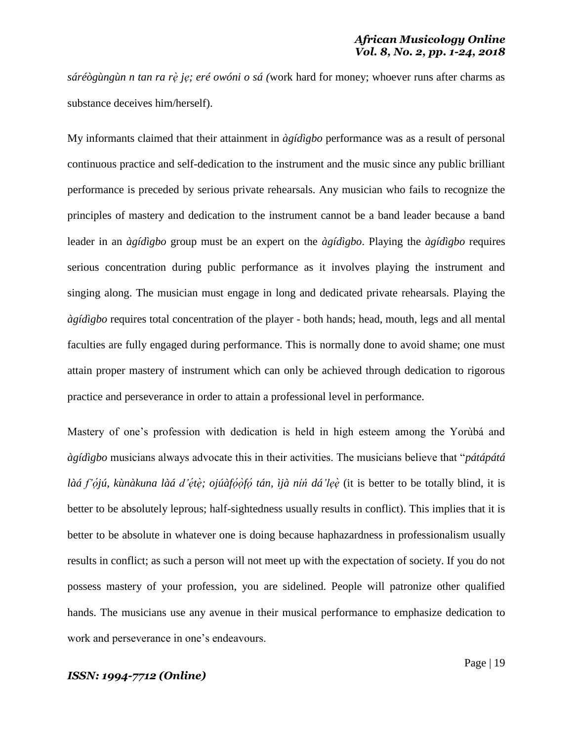*sáréògùngùn n tan ra rẹ̀ jẹ; eré owóni o sá (*work hard for money; whoever runs after charms as substance deceives him/herself).

My informants claimed that their attainment in *àgídìgbo* performance was as a result of personal continuous practice and self-dedication to the instrument and the music since any public brilliant performance is preceded by serious private rehearsals. Any musician who fails to recognize the principles of mastery and dedication to the instrument cannot be a band leader because a band leader in an *àgídìgbo* group must be an expert on the *àgídìgbo*. Playing the *àgídìgbo* requires serious concentration during public performance as it involves playing the instrument and singing along. The musician must engage in long and dedicated private rehearsals. Playing the *àgídìgbo* requires total concentration of the player - both hands; head, mouth, legs and all mental faculties are fully engaged during performance. This is normally done to avoid shame; one must attain proper mastery of instrument which can only be achieved through dedication to rigorous practice and perseverance in order to attain a professional level in performance.

Mastery of one's profession with dedication is held in high esteem among the Yorùbá and *àgídìgbo* musicians always advocate this in their activities. The musicians believe that "*pátápátá làá f'ọ́jú, kùnàkuna làá d'ẹ́tẹ̀; ojúàfọ́ọ̀fọ́ tán, ìjà níń dá'lẹ̀ẹ̀* (it is better to be totally blind, it is better to be absolutely leprous; half-sightedness usually results in conflict). This implies that it is better to be absolute in whatever one is doing because haphazardness in professionalism usually results in conflict; as such a person will not meet up with the expectation of society. If you do not possess mastery of your profession, you are sidelined. People will patronize other qualified hands. The musicians use any avenue in their musical performance to emphasize dedication to work and perseverance in one's endeavours.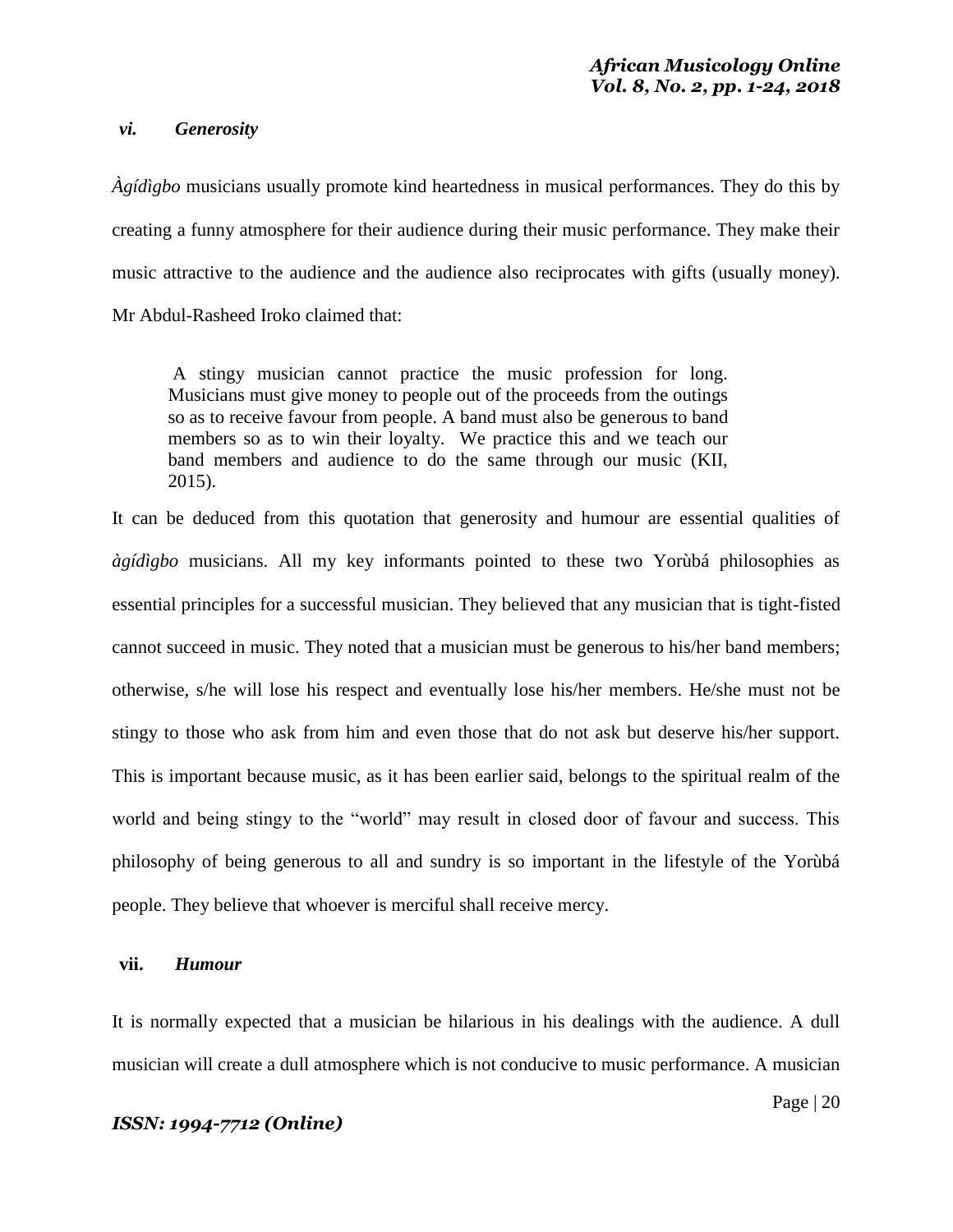### *vi. Generosity*

*Àgídìgbo* musicians usually promote kind heartedness in musical performances. They do this by creating a funny atmosphere for their audience during their music performance. They make their music attractive to the audience and the audience also reciprocates with gifts (usually money). Mr Abdul-Rasheed Iroko claimed that:

> A stingy musician cannot practice the music profession for long. Musicians must give money to people out of the proceeds from the outings so as to receive favour from people. A band must also be generous to band members so as to win their loyalty. We practice this and we teach our band members and audience to do the same through our music (KII, 2015).

It can be deduced from this quotation that generosity and humour are essential qualities of *àgídìgbo* musicians. All my key informants pointed to these two Yorùbá philosophies as essential principles for a successful musician. They believed that any musician that is tight-fisted cannot succeed in music. They noted that a musician must be generous to his/her band members; otherwise, s/he will lose his respect and eventually lose his/her members. He/she must not be stingy to those who ask from him and even those that do not ask but deserve his/her support. This is important because music, as it has been earlier said, belongs to the spiritual realm of the world and being stingy to the "world" may result in closed door of favour and success. This philosophy of being generous to all and sundry is so important in the lifestyle of the Yorùbá people. They believe that whoever is merciful shall receive mercy.

### **vii.** ***Humour***

It is normally expected that a musician be hilarious in his dealings with the audience. A dull musician will create a dull atmosphere which is not conducive to music performance. A musician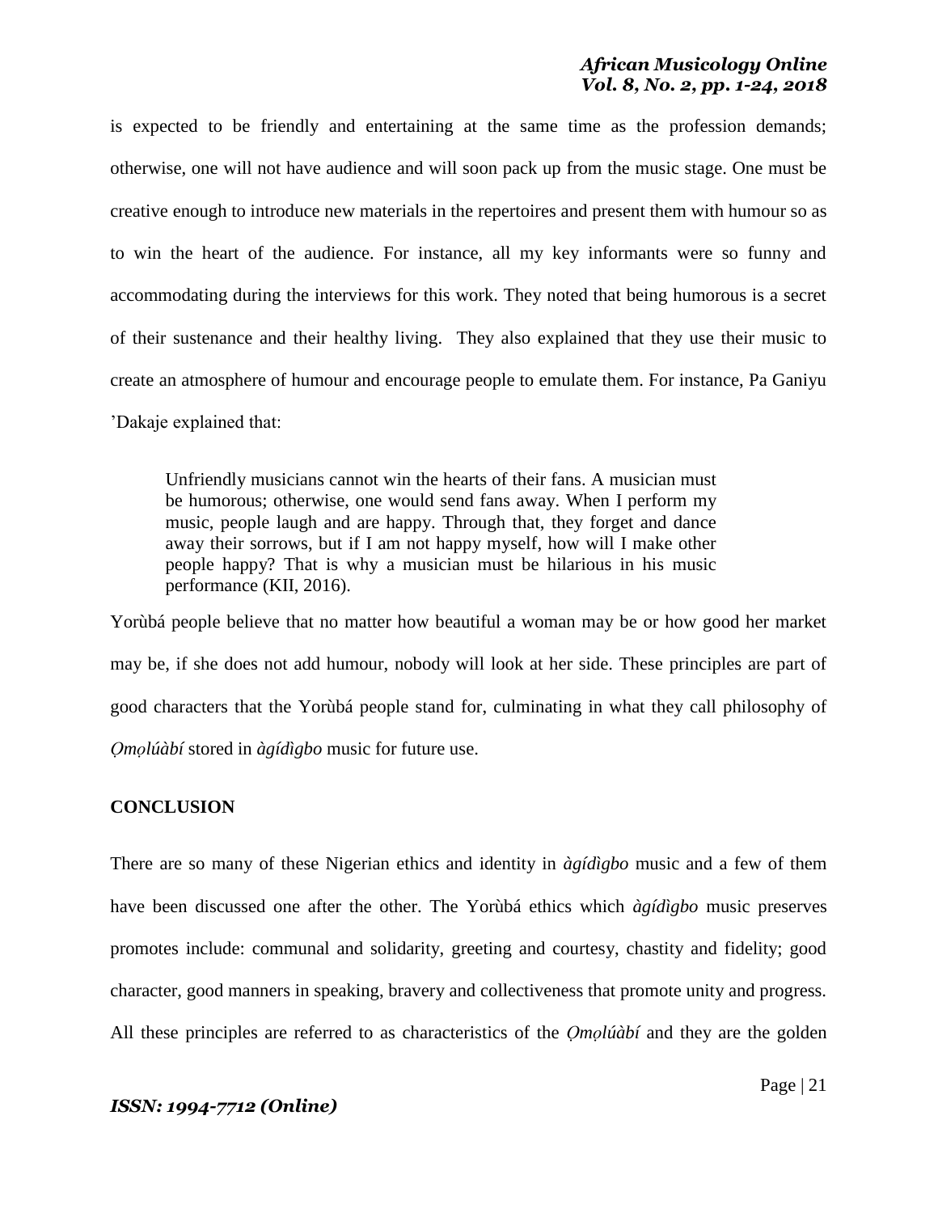is expected to be friendly and entertaining at the same time as the profession demands; otherwise, one will not have audience and will soon pack up from the music stage. One must be creative enough to introduce new materials in the repertoires and present them with humour so as to win the heart of the audience. For instance, all my key informants were so funny and accommodating during the interviews for this work. They noted that being humorous is a secret of their sustenance and their healthy living. They also explained that they use their music to create an atmosphere of humour and encourage people to emulate them. For instance, Pa Ganiyu 'Dakaje explained that:

> Unfriendly musicians cannot win the hearts of their fans. A musician must be humorous; otherwise, one would send fans away. When I perform my music, people laugh and are happy. Through that, they forget and dance away their sorrows, but if I am not happy myself, how will I make other people happy? That is why a musician must be hilarious in his music performance (KII, 2016).

Yorùbá people believe that no matter how beautiful a woman may be or how good her market may be, if she does not add humour, nobody will look at her side. These principles are part of good characters that the Yorùbá people stand for, culminating in what they call philosophy of *Ọmọlúàbí* stored in *àgídìgbo* music for future use.

## CONCLUSION

There are so many of these Nigerian ethics and identity in *àgídìgbo* music and a few of them have been discussed one after the other. The Yorùbá ethics which *àgídìgbo* music preserves promotes include: communal and solidarity, greeting and courtesy, chastity and fidelity; good character, good manners in speaking, bravery and collectiveness that promote unity and progress. All these principles are referred to as characteristics of the *Ọmọlúàbí* and they are the golden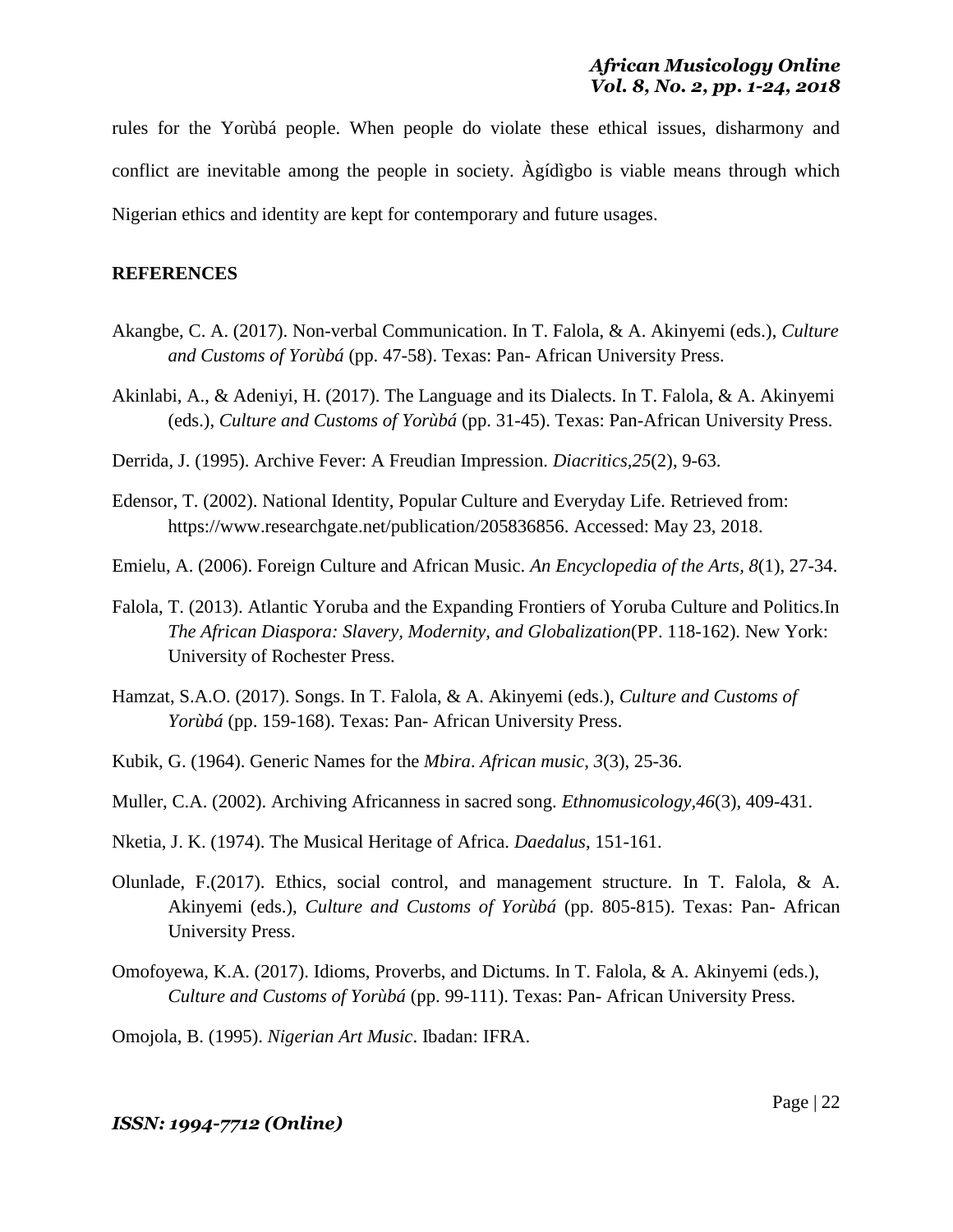rules for the Yorùbá people. When people do violate these ethical issues, disharmony and conflict are inevitable among the people in society. Àgídìgbo is viable means through which Nigerian ethics and identity are kept for contemporary and future usages.

## REFERENCES

Akangbe, C. A. (2017). Non-verbal Communication. In T. Falola, & A. Akinyemi (eds.), *Culture and Customs of Yorùbá* (pp. 47-58). Texas: Pan- African University Press.

Akinlabi, A., & Adeniyi, H. (2017). The Language and its Dialects. In T. Falola, & A. Akinyemi (eds.), *Culture and Customs of Yorùbá* (pp. 31-45). Texas: Pan-African University Press.

Derrida, J. (1995). Archive Fever: A Freudian Impression. *Diacritics*,*25*(2), 9-63.

Edensor, T. (2002). National Identity, Popular Culture and Everyday Life. Retrieved from: https://www.researchgate.net/publication/205836856. Accessed: May 23, 2018.

Emielu, A. (2006). Foreign Culture and African Music. *An Encyclopedia of the Arts*, *8*(1), 27-34.

Falola, T. (2013). Atlantic Yoruba and the Expanding Frontiers of Yoruba Culture and Politics.In *The African Diaspora: Slavery, Modernity, and Globalization*(PP. 118-162). New York: University of Rochester Press.

Hamzat, S.A.O. (2017). Songs. In T. Falola, & A. Akinyemi (eds.), *Culture and Customs of Yorùbá* (pp. 159-168). Texas: Pan- African University Press.

Kubik, G. (1964). Generic Names for the *Mbira*. *African music*, *3*(3), 25-36.

Muller, C.A. (2002). Archiving Africanness in sacred song. *Ethnomusicology*,*46*(3), 409-431.

Nketia, J. K. (1974). The Musical Heritage of Africa. *Daedalus*, 151-161.

Olunlade, F.(2017). Ethics, social control, and management structure. In T. Falola, & A. Akinyemi (eds.), *Culture and Customs of Yorùbá* (pp. 805-815). Texas: Pan- African University Press.

Omofoyewa, K.A. (2017). Idioms, Proverbs, and Dictums. In T. Falola, & A. Akinyemi (eds.), *Culture and Customs of Yorùbá* (pp. 99-111). Texas: Pan- African University Press.

Omojola, B. (1995). *Nigerian Art Music*. Ibadan: IFRA.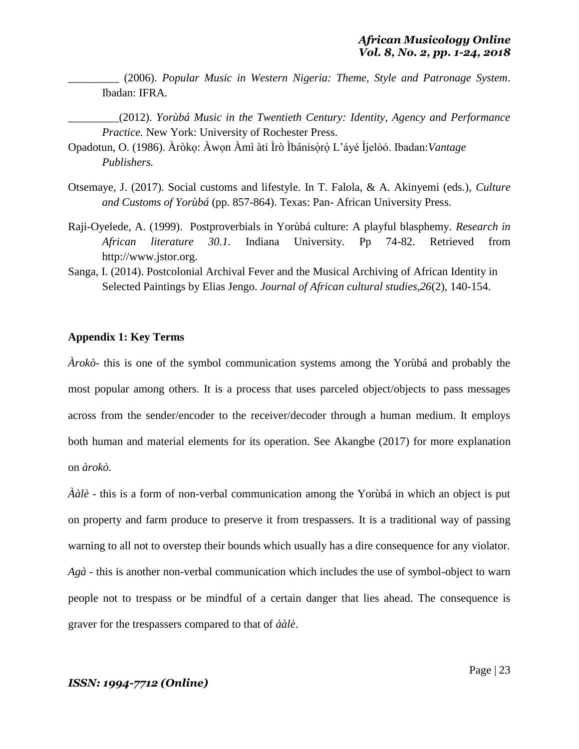_________ (2006). *Popular Music in Western Nigeria: Theme, Style and Patronage System*. Ibadan: IFRA.

_________(2012). *Yorùbá Music in the Twentieth Century: Identity, Agency and Performance Practice.* New York: University of Rochester Press.

Opadotun, O. (1986). Àròkọ: Àwọn Àmì àti Ìrò Ìbánisọ̀rọ̀ L'áyé Ìjelòó. Ibadan:*Vantage Publishers.*

Otsemaye, J. (2017). Social customs and lifestyle. In T. Falola, & A. Akinyemi (eds.), *Culture and Customs of Yorùbá* (pp. 857-864). Texas: Pan- African University Press.

Raji-Oyelede, A. (1999). Postproverbials in Yorùbá culture: A playful blasphemy. *Research in African literature 30.1.* Indiana University. Pp 74-82. Retrieved from http://www.jstor.org.

Sanga, I. (2014). Postcolonial Archival Fever and the Musical Archiving of African Identity in Selected Paintings by Elias Jengo. *Journal of African cultural studies,26*(2), 140-154.

**Appendix 1: Key Terms**

*Àrokò*- this is one of the symbol communication systems among the Yorùbá and probably the most popular among others. It is a process that uses parceled object/objects to pass messages across from the sender/encoder to the receiver/decoder through a human medium. It employs both human and material elements for its operation. See Akangbe (2017) for more explanation on *àrokò.*

*Ààlè* - this is a form of non-verbal communication among the Yorùbá in which an object is put on property and farm produce to preserve it from trespassers. It is a traditional way of passing warning to all not to overstep their bounds which usually has a dire consequence for any violator.

*Agà* - this is another non-verbal communication which includes the use of symbol-object to warn people not to trespass or be mindful of a certain danger that lies ahead. The consequence is graver for the trespassers compared to that of *ààlè*.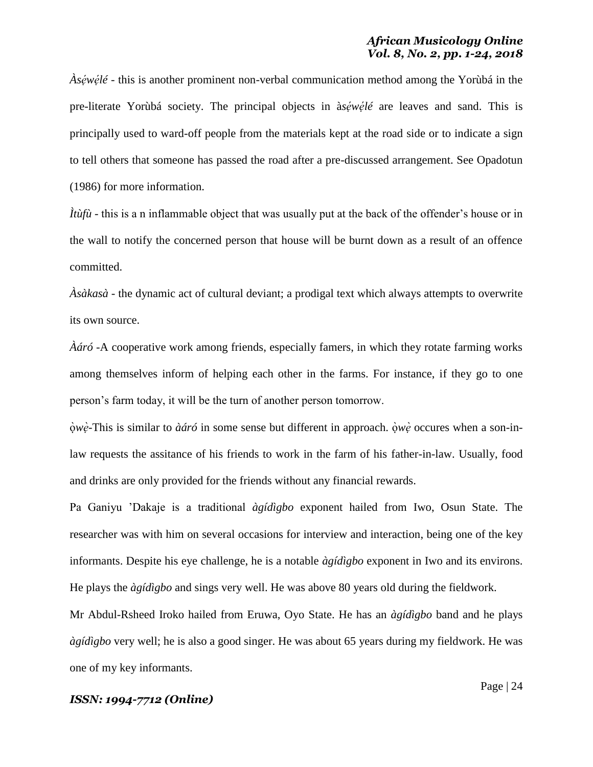*Àsẹ́wẹ́lé* - this is another prominent non-verbal communication method among the Yorùbá in the pre-literate Yorùbá society. The principal objects in à*sẹ́wẹ́lé* are leaves and sand. This is principally used to ward-off people from the materials kept at the road side or to indicate a sign to tell others that someone has passed the road after a pre-discussed arrangement. See Opadotun (1986) for more information.

*Ìtùfù* - this is a n inflammable object that was usually put at the back of the offender's house or in the wall to notify the concerned person that house will be burnt down as a result of an offence committed.

*Àsàkasà* - the dynamic act of cultural deviant; a prodigal text which always attempts to overwrite its own source.

*Àáró* -A cooperative work among friends, especially famers, in which they rotate farming works among themselves inform of helping each other in the farms. For instance, if they go to one person's farm today, it will be the turn of another person tomorrow.

*ọ̀wẹ̀*-This is similar to *àáró* in some sense but different in approach. *ọ̀wẹ̀* occures when a son-in-law requests the assitance of his friends to work in the farm of his father-in-law. Usually, food and drinks are only provided for the friends without any financial rewards.

Pa Ganiyu 'Dakaje is a traditional *àgídìgbo* exponent hailed from Iwo, Osun State. The researcher was with him on several occasions for interview and interaction, being one of the key informants. Despite his eye challenge, he is a notable *àgídìgbo* exponent in Iwo and its environs. He plays the *àgídìgbo* and sings very well. He was above 80 years old during the fieldwork.

Mr Abdul-Rsheed Iroko hailed from Eruwa, Oyo State. He has an *àgídìgbo* band and he plays *àgídìgbo* very well; he is also a good singer. He was about 65 years during my fieldwork. He was one of my key informants.